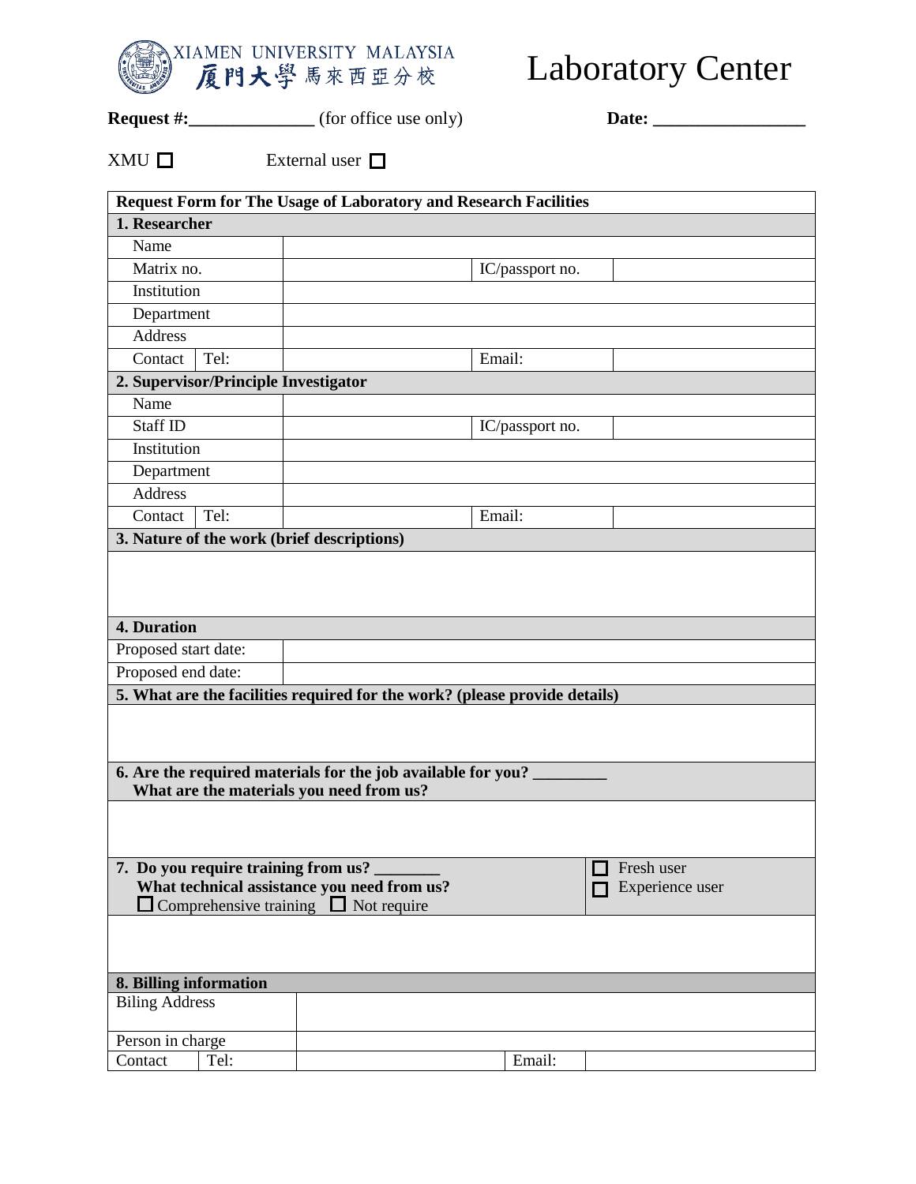XIAMEN UNIVERSITY MALAYSIA
厦門大學馬來西亞分校

# Laboratory Center

**Request #:______________** (for office use only) **Date: _________________**

XMU ☐ External user ☐

| Request Form for The Usage of Laboratory and Research Facilities | | | | |
|---|---|---|---|---|
| **1. Researcher** | | | | |
| Name | | | | |
| Matrix no. | | | IC/passport no. | |
| Institution | | | | |
| Department | | | | |
| Address | | | | |
| Contact | Tel: | | Email: | |
| **2. Supervisor/Principle Investigator** | | | | |
| Name | | | | |
| Staff ID | | | IC/passport no. | |
| Institution | | | | |
| Department | | | | |
| Address | | | | |
| Contact | Tel: | | Email: | |
| **3. Nature of the work (brief descriptions)** | | | | |
| | | | | |
| **4. Duration** | | | | |
| Proposed start date: | | | | |
| Proposed end date: | | | | |
| **5. What are the facilities required for the work? (please provide details)** | | | | |
| | | | | |
| **6. Are the required materials for the job available for you? _________ What are the materials you need from us?** | | | | |
| | | | | |
| **7. Do you require training from us? ________ What technical assistance you need from us?** ☐ Comprehensive training ☐ Not require | | | ☐ Fresh user ☐ Experience user | |
| | | | | |
| **8. Billing information** | | | | |
| Biling Address | | | | |
| Person in charge | | | | |
| Contact | Tel: | | Email: | |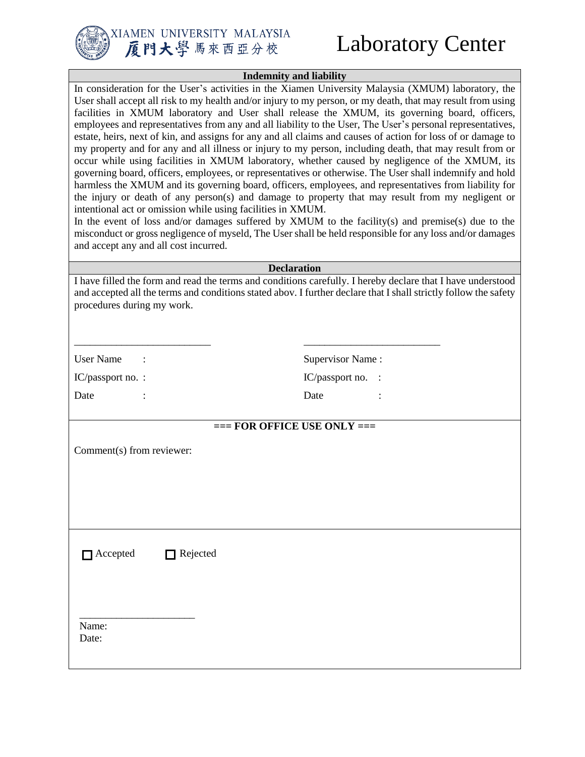XIAMEN UNIVERSITY MALAYSIA
厦門大學馬來西亞分校

# Laboratory Center

## Indemnity and liability

In consideration for the User's activities in the Xiamen University Malaysia (XMUM) laboratory, the User shall accept all risk to my health and/or injury to my person, or my death, that may result from using facilities in XMUM laboratory and User shall release the XMUM, its governing board, officers, employees and representatives from any and all liability to the User, The User's personal representatives, estate, heirs, next of kin, and assigns for any and all claims and causes of action for loss of or damage to my property and for any and all illness or injury to my person, including death, that may result from or occur while using facilities in XMUM laboratory, whether caused by negligence of the XMUM, its governing board, officers, employees, or representatives or otherwise. The User shall indemnify and hold harmless the XMUM and its governing board, officers, employees, and representatives from liability for the injury or death of any person(s) and damage to property that may result from my negligent or intentional act or omission while using facilities in XMUM.

In the event of loss and/or damages suffered by XMUM to the facility(s) and premise(s) due to the misconduct or gross negligence of myseld, The User shall be held responsible for any loss and/or damages and accept any and all cost incurred.

## Declaration

I have filled the form and read the terms and conditions carefully. I hereby declare that I have understood and accepted all the terms and conditions stated abov. I further declare that I shall strictly follow the safety procedures during my work.

\_\_\_\_\_\_\_\_\_\_\_\_\_\_\_\_\_\_\_\_\_\_\_\_\_\_

User Name :

IC/passport no. :

Date :

\_\_\_\_\_\_\_\_\_\_\_\_\_\_\_\_\_\_\_\_\_\_\_\_\_\_

Supervisor Name :

IC/passport no. :

Date :

**=== FOR OFFICE USE ONLY ===**

Comment(s) from reviewer:

☐ Accepted ☐ Rejected

\_\_\_\_\_\_\_\_\_\_\_\_\_\_\_\_\_\_\_\_\_\_

Name:

Date: